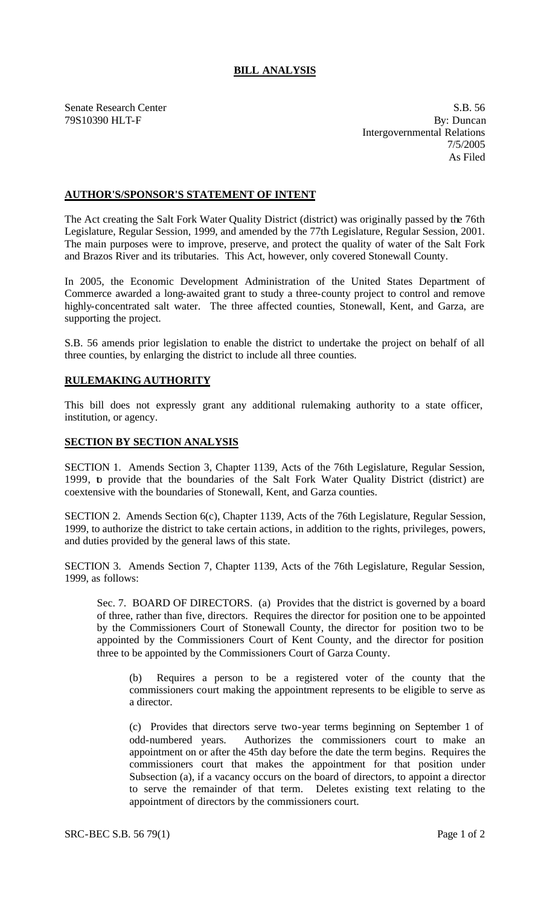# BILL ANALYSIS

Senate Research Center
79S10390 HLT-F

S.B. 56
By: Duncan
Intergovernmental Relations
7/5/2005
As Filed

## AUTHOR'S/SPONSOR'S STATEMENT OF INTENT

The Act creating the Salt Fork Water Quality District (district) was originally passed by the 76th Legislature, Regular Session, 1999, and amended by the 77th Legislature, Regular Session, 2001. The main purposes were to improve, preserve, and protect the quality of water of the Salt Fork and Brazos River and its tributaries. This Act, however, only covered Stonewall County.

In 2005, the Economic Development Administration of the United States Department of Commerce awarded a long-awaited grant to study a three-county project to control and remove highly-concentrated salt water. The three affected counties, Stonewall, Kent, and Garza, are supporting the project.

S.B. 56 amends prior legislation to enable the district to undertake the project on behalf of all three counties, by enlarging the district to include all three counties.

## RULEMAKING AUTHORITY

This bill does not expressly grant any additional rulemaking authority to a state officer, institution, or agency.

## SECTION BY SECTION ANALYSIS

SECTION 1. Amends Section 3, Chapter 1139, Acts of the 76th Legislature, Regular Session, 1999, to provide that the boundaries of the Salt Fork Water Quality District (district) are coextensive with the boundaries of Stonewall, Kent, and Garza counties.

SECTION 2. Amends Section 6(c), Chapter 1139, Acts of the 76th Legislature, Regular Session, 1999, to authorize the district to take certain actions, in addition to the rights, privileges, powers, and duties provided by the general laws of this state.

SECTION 3. Amends Section 7, Chapter 1139, Acts of the 76th Legislature, Regular Session, 1999, as follows:

Sec. 7. BOARD OF DIRECTORS. (a) Provides that the district is governed by a board of three, rather than five, directors. Requires the director for position one to be appointed by the Commissioners Court of Stonewall County, the director for position two to be appointed by the Commissioners Court of Kent County, and the director for position three to be appointed by the Commissioners Court of Garza County.

(b) Requires a person to be a registered voter of the county that the commissioners court making the appointment represents to be eligible to serve as a director.

(c) Provides that directors serve two-year terms beginning on September 1 of odd-numbered years. Authorizes the commissioners court to make an appointment on or after the 45th day before the date the term begins. Requires the commissioners court that makes the appointment for that position under Subsection (a), if a vacancy occurs on the board of directors, to appoint a director to serve the remainder of that term. Deletes existing text relating to the appointment of directors by the commissioners court.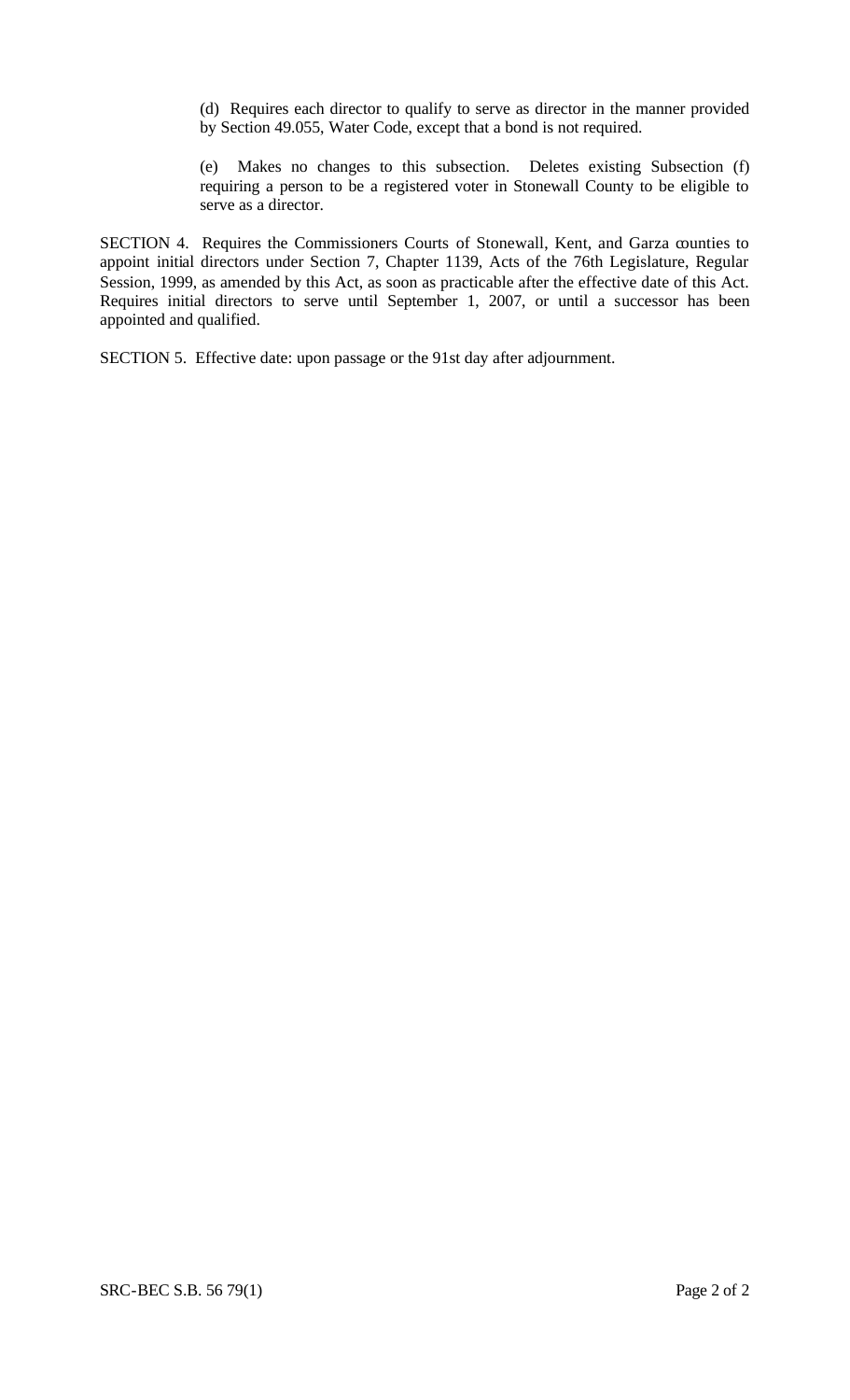(d) Requires each director to qualify to serve as director in the manner provided by Section 49.055, Water Code, except that a bond is not required.

(e) Makes no changes to this subsection. Deletes existing Subsection (f) requiring a person to be a registered voter in Stonewall County to be eligible to serve as a director.

SECTION 4. Requires the Commissioners Courts of Stonewall, Kent, and Garza counties to appoint initial directors under Section 7, Chapter 1139, Acts of the 76th Legislature, Regular Session, 1999, as amended by this Act, as soon as practicable after the effective date of this Act. Requires initial directors to serve until September 1, 2007, or until a successor has been appointed and qualified.

SECTION 5. Effective date: upon passage or the 91st day after adjournment.